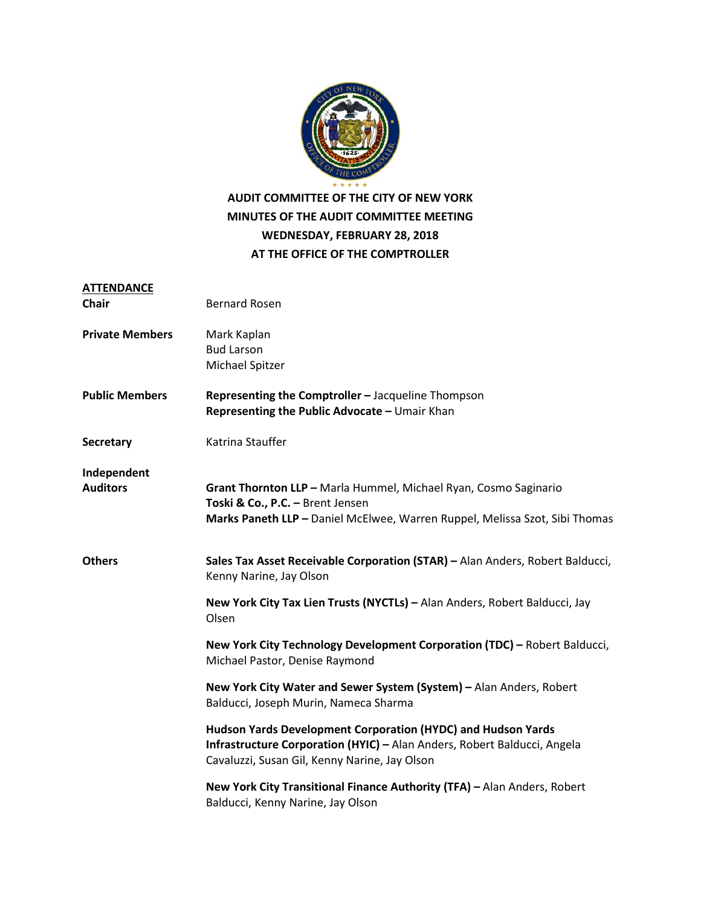# AUDIT COMMITTEE OF THE CITY OF NEW YORK
## MINUTES OF THE AUDIT COMMITTEE MEETING
## WEDNESDAY, FEBRUARY 28, 2018
## AT THE OFFICE OF THE COMPTROLLER

**ATTENDANCE**

**Chair** Bernard Rosen

**Private Members** Mark Kaplan
Bud Larson
Michael Spitzer

**Public Members** **Representing the Comptroller –** Jacqueline Thompson
**Representing the Public Advocate –** Umair Khan

**Secretary** Katrina Stauffer

**Independent Auditors**
**Grant Thornton LLP –** Marla Hummel, Michael Ryan, Cosmo Saginario
**Toski & Co., P.C. –** Brent Jensen
**Marks Paneth LLP –** Daniel McElwee, Warren Ruppel, Melissa Szot, Sibi Thomas

**Others**

**Sales Tax Asset Receivable Corporation (STAR) –** Alan Anders, Robert Balducci, Kenny Narine, Jay Olson

**New York City Tax Lien Trusts (NYCTLs) –** Alan Anders, Robert Balducci, Jay Olsen

**New York City Technology Development Corporation (TDC) –** Robert Balducci, Michael Pastor, Denise Raymond

**New York City Water and Sewer System (System) –** Alan Anders, Robert Balducci, Joseph Murin, Nameca Sharma

**Hudson Yards Development Corporation (HYDC) and Hudson Yards Infrastructure Corporation (HYIC) –** Alan Anders, Robert Balducci, Angela Cavaluzzi, Susan Gil, Kenny Narine, Jay Olson

**New York City Transitional Finance Authority (TFA) –** Alan Anders, Robert Balducci, Kenny Narine, Jay Olson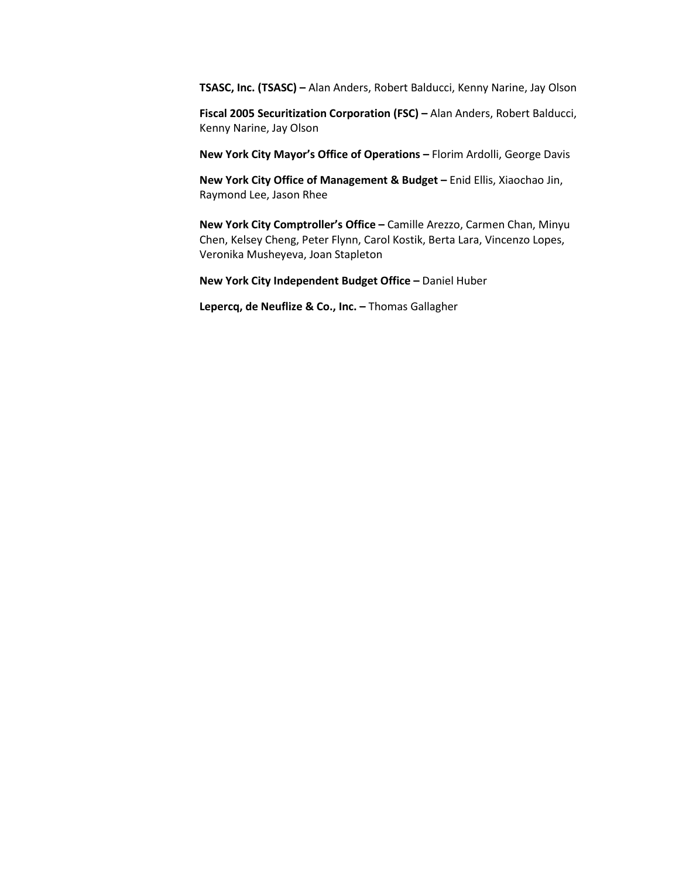**TSASC, Inc. (TSASC) –** Alan Anders, Robert Balducci, Kenny Narine, Jay Olson

**Fiscal 2005 Securitization Corporation (FSC) –** Alan Anders, Robert Balducci, Kenny Narine, Jay Olson

**New York City Mayor's Office of Operations –** Florim Ardolli, George Davis

**New York City Office of Management & Budget –** Enid Ellis, Xiaochao Jin, Raymond Lee, Jason Rhee

**New York City Comptroller's Office –** Camille Arezzo, Carmen Chan, Minyu Chen, Kelsey Cheng, Peter Flynn, Carol Kostik, Berta Lara, Vincenzo Lopes, Veronika Musheyeva, Joan Stapleton

**New York City Independent Budget Office –** Daniel Huber

**Lepercq, de Neuflize & Co., Inc. –** Thomas Gallagher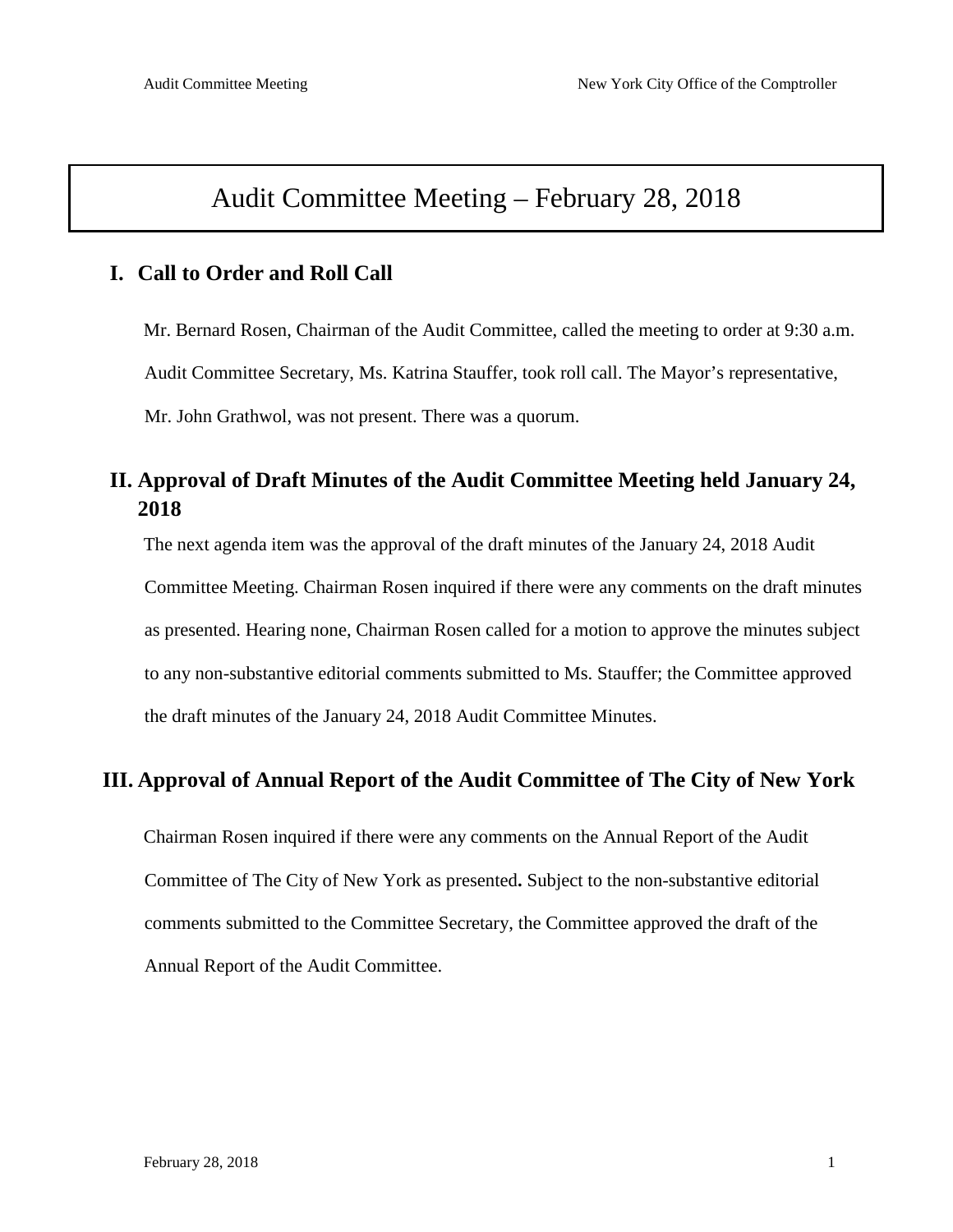# Audit Committee Meeting – February 28, 2018

## I. Call to Order and Roll Call

Mr. Bernard Rosen, Chairman of the Audit Committee, called the meeting to order at 9:30 a.m. Audit Committee Secretary, Ms. Katrina Stauffer, took roll call. The Mayor's representative, Mr. John Grathwol, was not present. There was a quorum.

## II. Approval of Draft Minutes of the Audit Committee Meeting held January 24, 2018

The next agenda item was the approval of the draft minutes of the January 24, 2018 Audit Committee Meeting. Chairman Rosen inquired if there were any comments on the draft minutes as presented. Hearing none, Chairman Rosen called for a motion to approve the minutes subject to any non-substantive editorial comments submitted to Ms. Stauffer; the Committee approved the draft minutes of the January 24, 2018 Audit Committee Minutes.

## III. Approval of Annual Report of the Audit Committee of The City of New York

Chairman Rosen inquired if there were any comments on the Annual Report of the Audit Committee of The City of New York as presented**.** Subject to the non-substantive editorial comments submitted to the Committee Secretary, the Committee approved the draft of the Annual Report of the Audit Committee.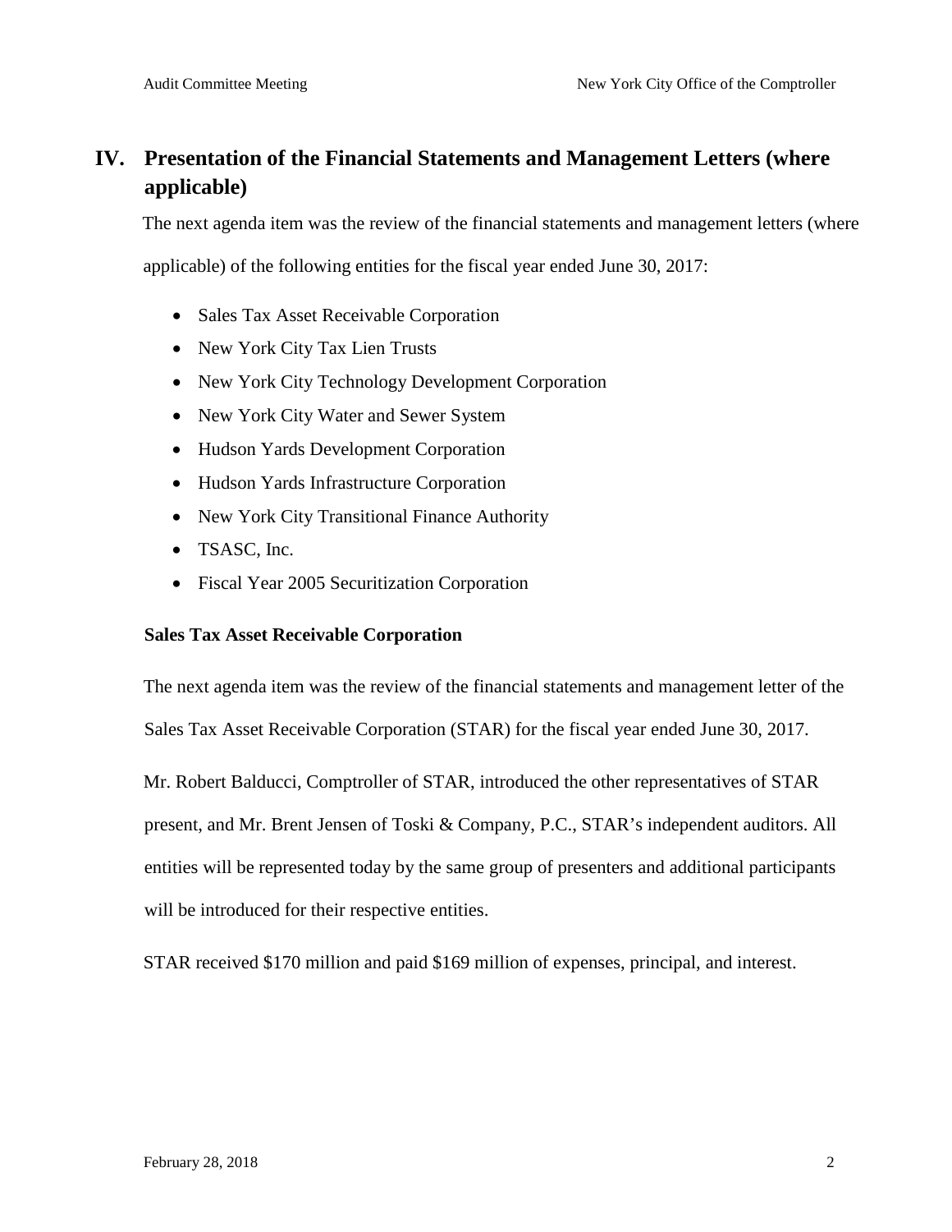## IV. Presentation of the Financial Statements and Management Letters (where applicable)

The next agenda item was the review of the financial statements and management letters (where applicable) of the following entities for the fiscal year ended June 30, 2017:

- Sales Tax Asset Receivable Corporation
- New York City Tax Lien Trusts
- New York City Technology Development Corporation
- New York City Water and Sewer System
- Hudson Yards Development Corporation
- Hudson Yards Infrastructure Corporation
- New York City Transitional Finance Authority
- TSASC, Inc.
- Fiscal Year 2005 Securitization Corporation

### Sales Tax Asset Receivable Corporation

The next agenda item was the review of the financial statements and management letter of the Sales Tax Asset Receivable Corporation (STAR) for the fiscal year ended June 30, 2017.

Mr. Robert Balducci, Comptroller of STAR, introduced the other representatives of STAR present, and Mr. Brent Jensen of Toski & Company, P.C., STAR's independent auditors. All entities will be represented today by the same group of presenters and additional participants will be introduced for their respective entities.

STAR received $170 million and paid $169 million of expenses, principal, and interest.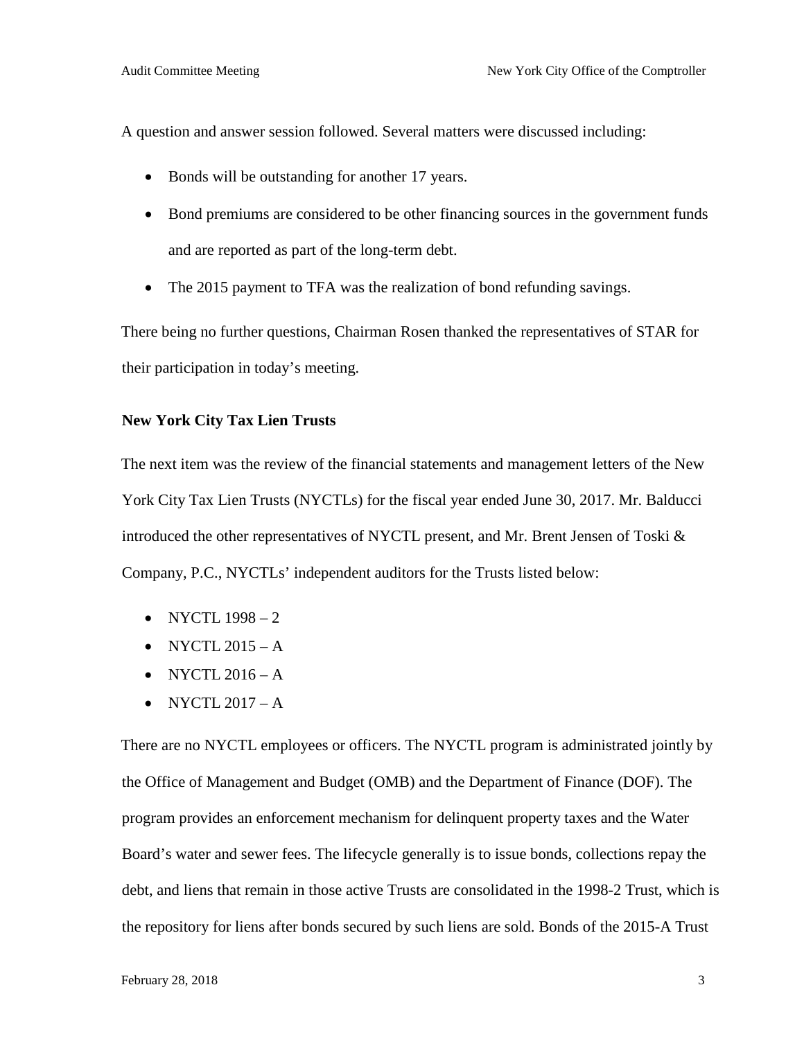A question and answer session followed. Several matters were discussed including:

- Bonds will be outstanding for another 17 years.
- Bond premiums are considered to be other financing sources in the government funds and are reported as part of the long-term debt.
- The 2015 payment to TFA was the realization of bond refunding savings.

There being no further questions, Chairman Rosen thanked the representatives of STAR for their participation in today's meeting.

**New York City Tax Lien Trusts**

The next item was the review of the financial statements and management letters of the New York City Tax Lien Trusts (NYCTLs) for the fiscal year ended June 30, 2017. Mr. Balducci introduced the other representatives of NYCTL present, and Mr. Brent Jensen of Toski & Company, P.C., NYCTLs' independent auditors for the Trusts listed below:

- NYCTL 1998 – 2
- NYCTL 2015 – A
- NYCTL 2016 – A
- NYCTL 2017 – A

There are no NYCTL employees or officers. The NYCTL program is administrated jointly by the Office of Management and Budget (OMB) and the Department of Finance (DOF). The program provides an enforcement mechanism for delinquent property taxes and the Water Board's water and sewer fees. The lifecycle generally is to issue bonds, collections repay the debt, and liens that remain in those active Trusts are consolidated in the 1998-2 Trust, which is the repository for liens after bonds secured by such liens are sold. Bonds of the 2015-A Trust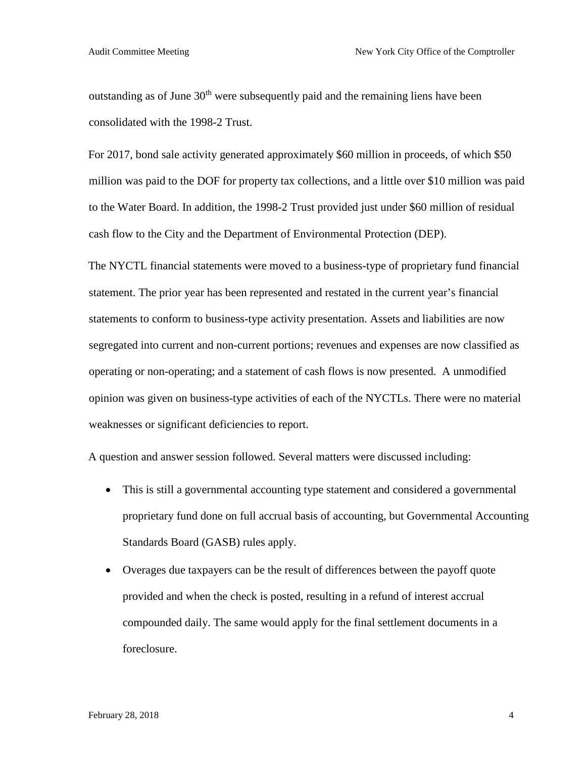outstanding as of June 30th were subsequently paid and the remaining liens have been consolidated with the 1998-2 Trust.

For 2017, bond sale activity generated approximately $60 million in proceeds, of which $50 million was paid to the DOF for property tax collections, and a little over $10 million was paid to the Water Board. In addition, the 1998-2 Trust provided just under $60 million of residual cash flow to the City and the Department of Environmental Protection (DEP).

The NYCTL financial statements were moved to a business-type of proprietary fund financial statement. The prior year has been represented and restated in the current year's financial statements to conform to business-type activity presentation. Assets and liabilities are now segregated into current and non-current portions; revenues and expenses are now classified as operating or non-operating; and a statement of cash flows is now presented. A unmodified opinion was given on business-type activities of each of the NYCTLs. There were no material weaknesses or significant deficiencies to report.

A question and answer session followed. Several matters were discussed including:

- This is still a governmental accounting type statement and considered a governmental proprietary fund done on full accrual basis of accounting, but Governmental Accounting Standards Board (GASB) rules apply.
- Overages due taxpayers can be the result of differences between the payoff quote provided and when the check is posted, resulting in a refund of interest accrual compounded daily. The same would apply for the final settlement documents in a foreclosure.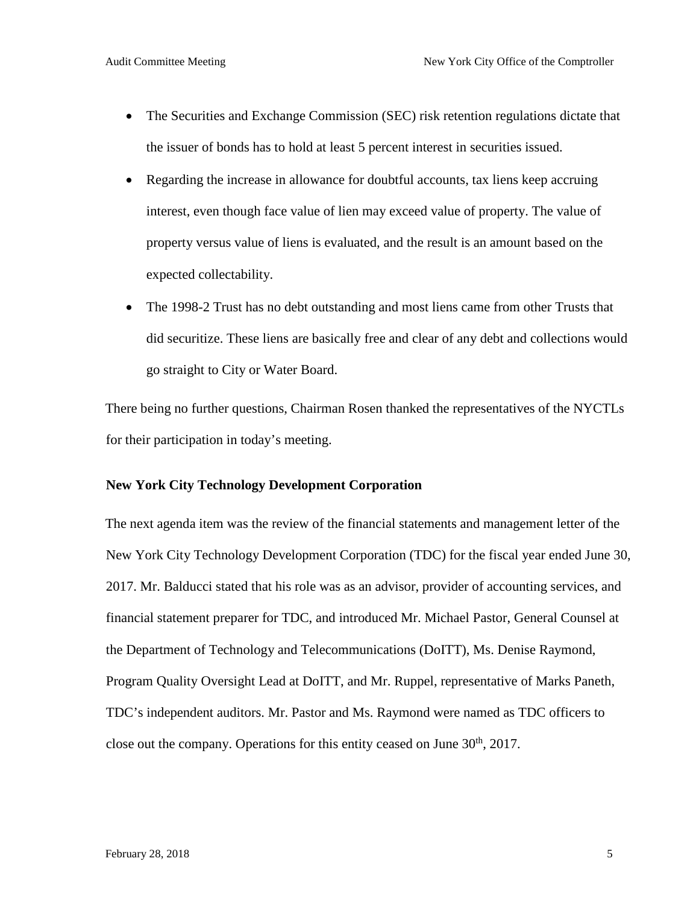- The Securities and Exchange Commission (SEC) risk retention regulations dictate that the issuer of bonds has to hold at least 5 percent interest in securities issued.
- Regarding the increase in allowance for doubtful accounts, tax liens keep accruing interest, even though face value of lien may exceed value of property. The value of property versus value of liens is evaluated, and the result is an amount based on the expected collectability.
- The 1998-2 Trust has no debt outstanding and most liens came from other Trusts that did securitize. These liens are basically free and clear of any debt and collections would go straight to City or Water Board.

There being no further questions, Chairman Rosen thanked the representatives of the NYCTLs for their participation in today's meeting.

**New York City Technology Development Corporation**

The next agenda item was the review of the financial statements and management letter of the New York City Technology Development Corporation (TDC) for the fiscal year ended June 30, 2017. Mr. Balducci stated that his role was as an advisor, provider of accounting services, and financial statement preparer for TDC, and introduced Mr. Michael Pastor, General Counsel at the Department of Technology and Telecommunications (DoITT), Ms. Denise Raymond, Program Quality Oversight Lead at DoITT, and Mr. Ruppel, representative of Marks Paneth, TDC's independent auditors. Mr. Pastor and Ms. Raymond were named as TDC officers to close out the company. Operations for this entity ceased on June 30th, 2017.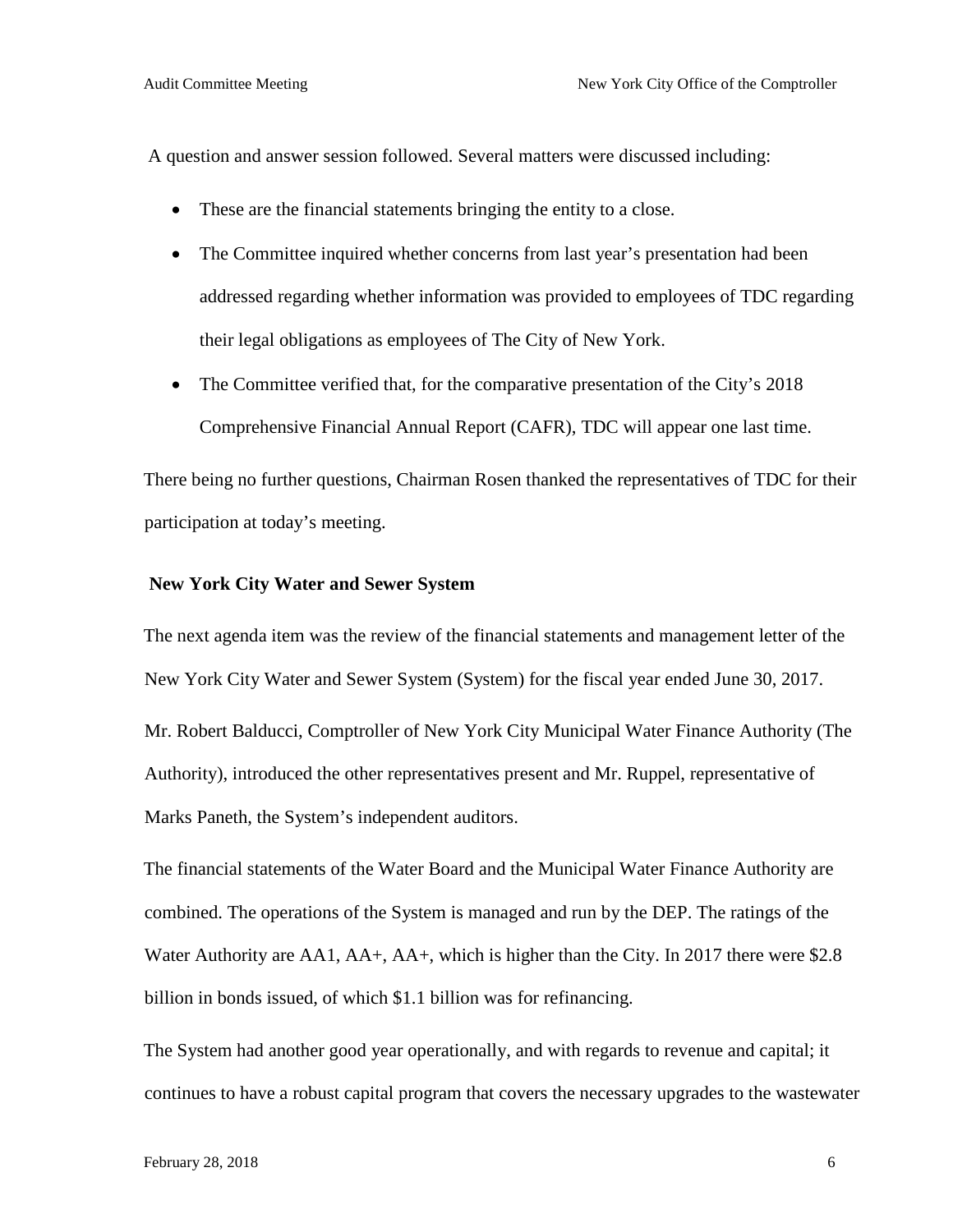A question and answer session followed. Several matters were discussed including:

- These are the financial statements bringing the entity to a close.
- The Committee inquired whether concerns from last year's presentation had been addressed regarding whether information was provided to employees of TDC regarding their legal obligations as employees of The City of New York.
- The Committee verified that, for the comparative presentation of the City's 2018 Comprehensive Financial Annual Report (CAFR), TDC will appear one last time.

There being no further questions, Chairman Rosen thanked the representatives of TDC for their participation at today's meeting.

**New York City Water and Sewer System**

The next agenda item was the review of the financial statements and management letter of the New York City Water and Sewer System (System) for the fiscal year ended June 30, 2017.

Mr. Robert Balducci, Comptroller of New York City Municipal Water Finance Authority (The Authority), introduced the other representatives present and Mr. Ruppel, representative of Marks Paneth, the System's independent auditors.

The financial statements of the Water Board and the Municipal Water Finance Authority are combined. The operations of the System is managed and run by the DEP. The ratings of the Water Authority are AA1, AA+, AA+, which is higher than the City. In 2017 there were $2.8 billion in bonds issued, of which $1.1 billion was for refinancing.

The System had another good year operationally, and with regards to revenue and capital; it continues to have a robust capital program that covers the necessary upgrades to the wastewater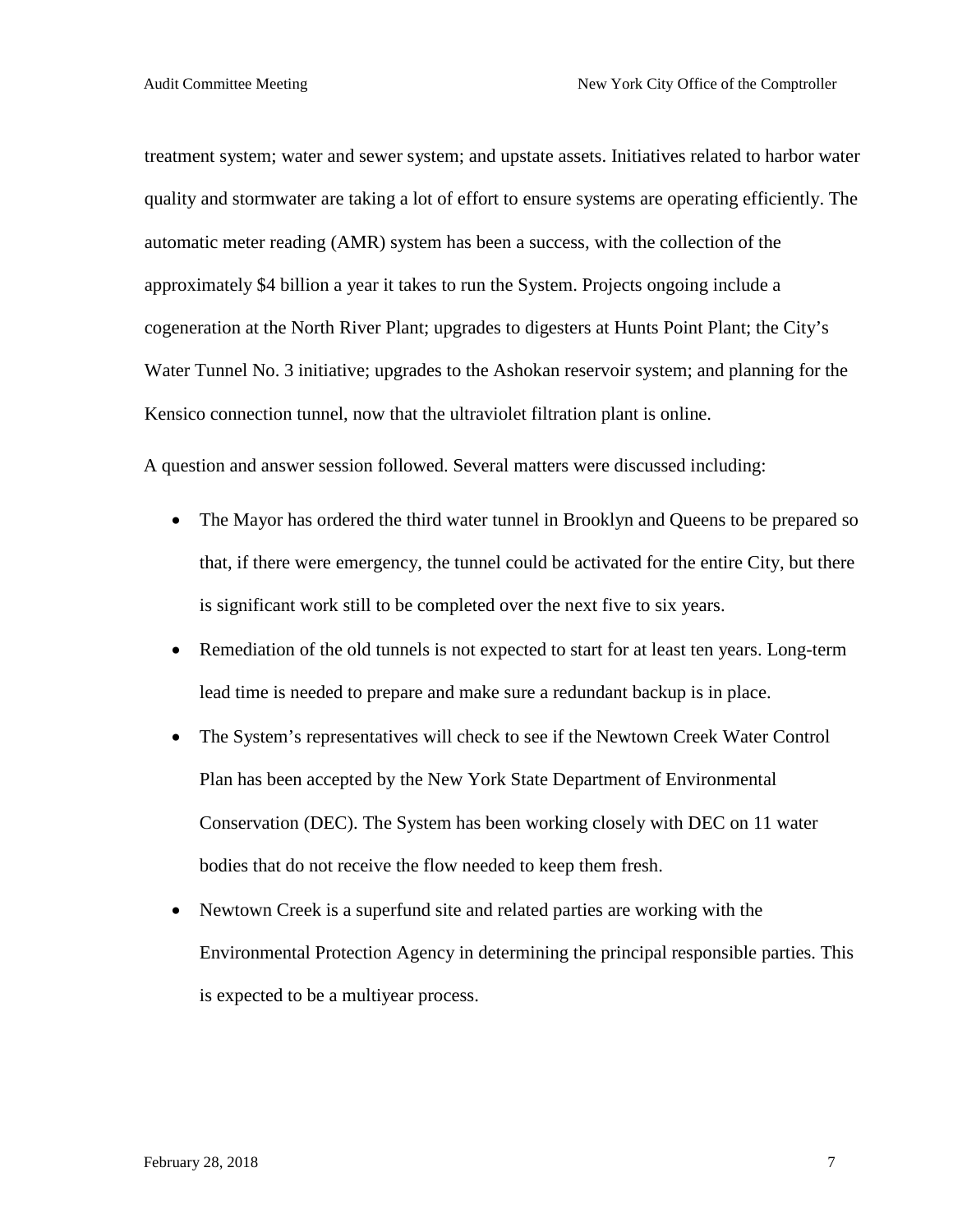treatment system; water and sewer system; and upstate assets. Initiatives related to harbor water quality and stormwater are taking a lot of effort to ensure systems are operating efficiently. The automatic meter reading (AMR) system has been a success, with the collection of the approximately $4 billion a year it takes to run the System. Projects ongoing include a cogeneration at the North River Plant; upgrades to digesters at Hunts Point Plant; the City's Water Tunnel No. 3 initiative; upgrades to the Ashokan reservoir system; and planning for the Kensico connection tunnel, now that the ultraviolet filtration plant is online.

A question and answer session followed. Several matters were discussed including:

- The Mayor has ordered the third water tunnel in Brooklyn and Queens to be prepared so that, if there were emergency, the tunnel could be activated for the entire City, but there is significant work still to be completed over the next five to six years.
- Remediation of the old tunnels is not expected to start for at least ten years. Long-term lead time is needed to prepare and make sure a redundant backup is in place.
- The System's representatives will check to see if the Newtown Creek Water Control Plan has been accepted by the New York State Department of Environmental Conservation (DEC). The System has been working closely with DEC on 11 water bodies that do not receive the flow needed to keep them fresh.
- Newtown Creek is a superfund site and related parties are working with the Environmental Protection Agency in determining the principal responsible parties. This is expected to be a multiyear process.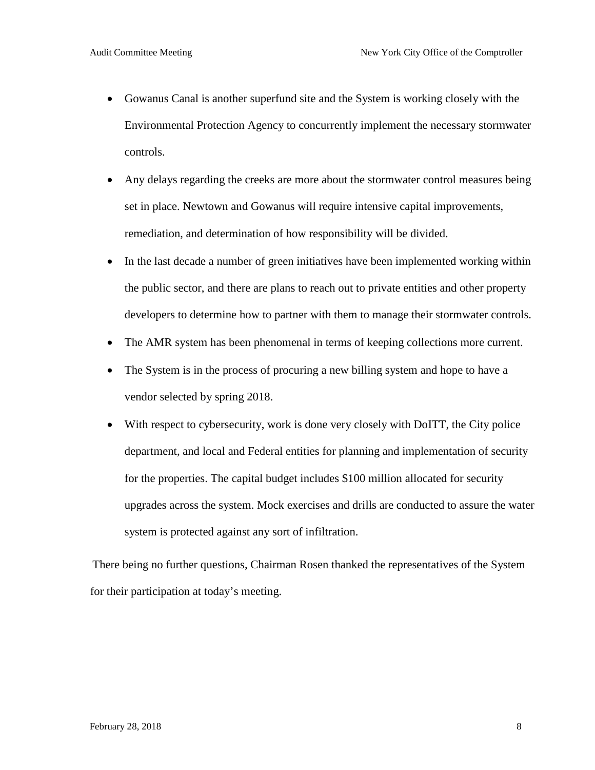- Gowanus Canal is another superfund site and the System is working closely with the Environmental Protection Agency to concurrently implement the necessary stormwater controls.
- Any delays regarding the creeks are more about the stormwater control measures being set in place. Newtown and Gowanus will require intensive capital improvements, remediation, and determination of how responsibility will be divided.
- In the last decade a number of green initiatives have been implemented working within the public sector, and there are plans to reach out to private entities and other property developers to determine how to partner with them to manage their stormwater controls.
- The AMR system has been phenomenal in terms of keeping collections more current.
- The System is in the process of procuring a new billing system and hope to have a vendor selected by spring 2018.
- With respect to cybersecurity, work is done very closely with DoITT, the City police department, and local and Federal entities for planning and implementation of security for the properties. The capital budget includes $100 million allocated for security upgrades across the system. Mock exercises and drills are conducted to assure the water system is protected against any sort of infiltration.

There being no further questions, Chairman Rosen thanked the representatives of the System for their participation at today's meeting.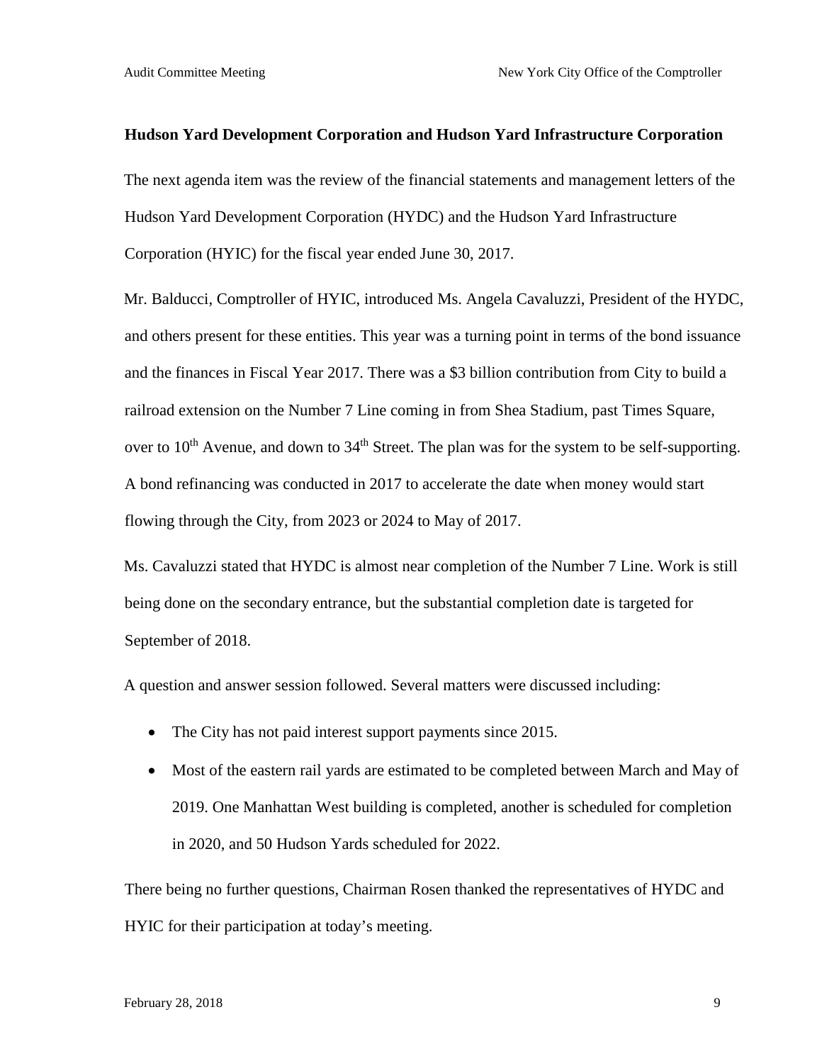**Hudson Yard Development Corporation and Hudson Yard Infrastructure Corporation**

The next agenda item was the review of the financial statements and management letters of the Hudson Yard Development Corporation (HYDC) and the Hudson Yard Infrastructure Corporation (HYIC) for the fiscal year ended June 30, 2017.

Mr. Balducci, Comptroller of HYIC, introduced Ms. Angela Cavaluzzi, President of the HYDC, and others present for these entities. This year was a turning point in terms of the bond issuance and the finances in Fiscal Year 2017. There was a $3 billion contribution from City to build a railroad extension on the Number 7 Line coming in from Shea Stadium, past Times Square, over to 10th Avenue, and down to 34th Street. The plan was for the system to be self-supporting. A bond refinancing was conducted in 2017 to accelerate the date when money would start flowing through the City, from 2023 or 2024 to May of 2017.

Ms. Cavaluzzi stated that HYDC is almost near completion of the Number 7 Line. Work is still being done on the secondary entrance, but the substantial completion date is targeted for September of 2018.

A question and answer session followed. Several matters were discussed including:

- The City has not paid interest support payments since 2015.
- Most of the eastern rail yards are estimated to be completed between March and May of 2019. One Manhattan West building is completed, another is scheduled for completion in 2020, and 50 Hudson Yards scheduled for 2022.

There being no further questions, Chairman Rosen thanked the representatives of HYDC and HYIC for their participation at today's meeting.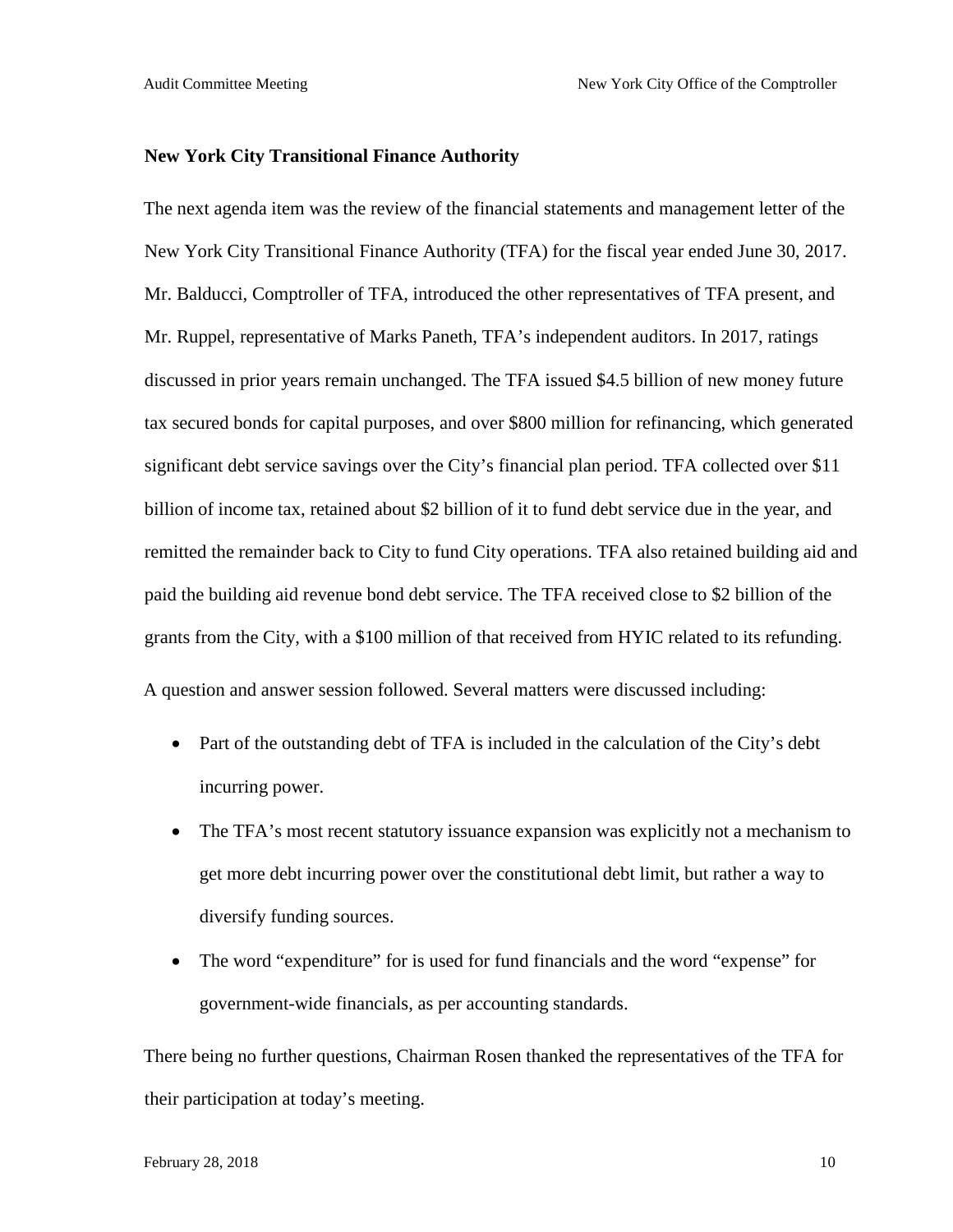**New York City Transitional Finance Authority**

The next agenda item was the review of the financial statements and management letter of the New York City Transitional Finance Authority (TFA) for the fiscal year ended June 30, 2017. Mr. Balducci, Comptroller of TFA, introduced the other representatives of TFA present, and Mr. Ruppel, representative of Marks Paneth, TFA's independent auditors. In 2017, ratings discussed in prior years remain unchanged. The TFA issued $4.5 billion of new money future tax secured bonds for capital purposes, and over $800 million for refinancing, which generated significant debt service savings over the City's financial plan period. TFA collected over $11 billion of income tax, retained about $2 billion of it to fund debt service due in the year, and remitted the remainder back to City to fund City operations. TFA also retained building aid and paid the building aid revenue bond debt service. The TFA received close to $2 billion of the grants from the City, with a $100 million of that received from HYIC related to its refunding.

A question and answer session followed. Several matters were discussed including:

- Part of the outstanding debt of TFA is included in the calculation of the City's debt incurring power.
- The TFA's most recent statutory issuance expansion was explicitly not a mechanism to get more debt incurring power over the constitutional debt limit, but rather a way to diversify funding sources.
- The word "expenditure" for is used for fund financials and the word "expense" for government-wide financials, as per accounting standards.

There being no further questions, Chairman Rosen thanked the representatives of the TFA for their participation at today's meeting.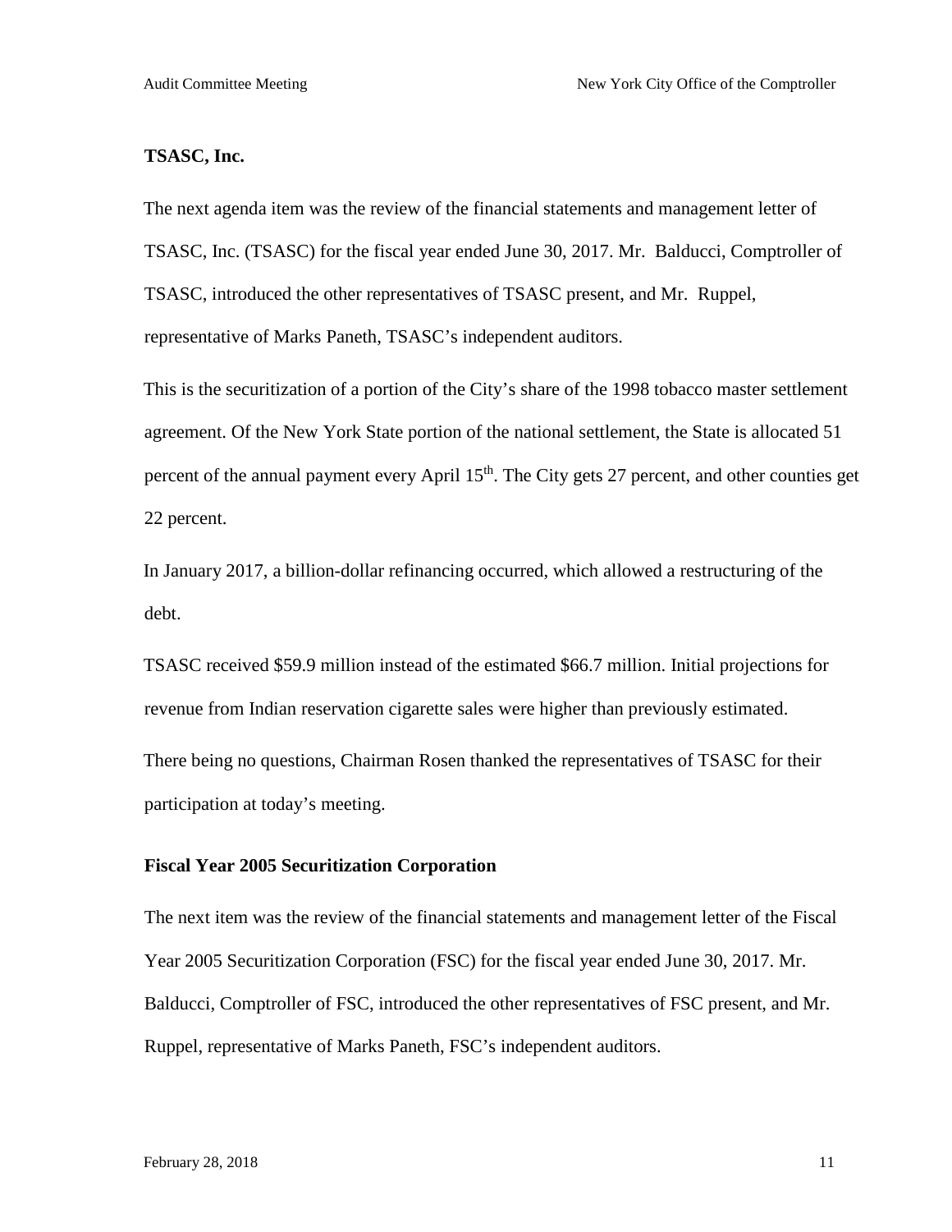**TSASC, Inc.**

The next agenda item was the review of the financial statements and management letter of TSASC, Inc. (TSASC) for the fiscal year ended June 30, 2017. Mr. Balducci, Comptroller of TSASC, introduced the other representatives of TSASC present, and Mr. Ruppel, representative of Marks Paneth, TSASC's independent auditors.

This is the securitization of a portion of the City's share of the 1998 tobacco master settlement agreement. Of the New York State portion of the national settlement, the State is allocated 51 percent of the annual payment every April 15th. The City gets 27 percent, and other counties get 22 percent.

In January 2017, a billion-dollar refinancing occurred, which allowed a restructuring of the debt.

TSASC received $59.9 million instead of the estimated $66.7 million. Initial projections for revenue from Indian reservation cigarette sales were higher than previously estimated.

There being no questions, Chairman Rosen thanked the representatives of TSASC for their participation at today's meeting.

**Fiscal Year 2005 Securitization Corporation**

The next item was the review of the financial statements and management letter of the Fiscal Year 2005 Securitization Corporation (FSC) for the fiscal year ended June 30, 2017. Mr. Balducci, Comptroller of FSC, introduced the other representatives of FSC present, and Mr. Ruppel, representative of Marks Paneth, FSC's independent auditors.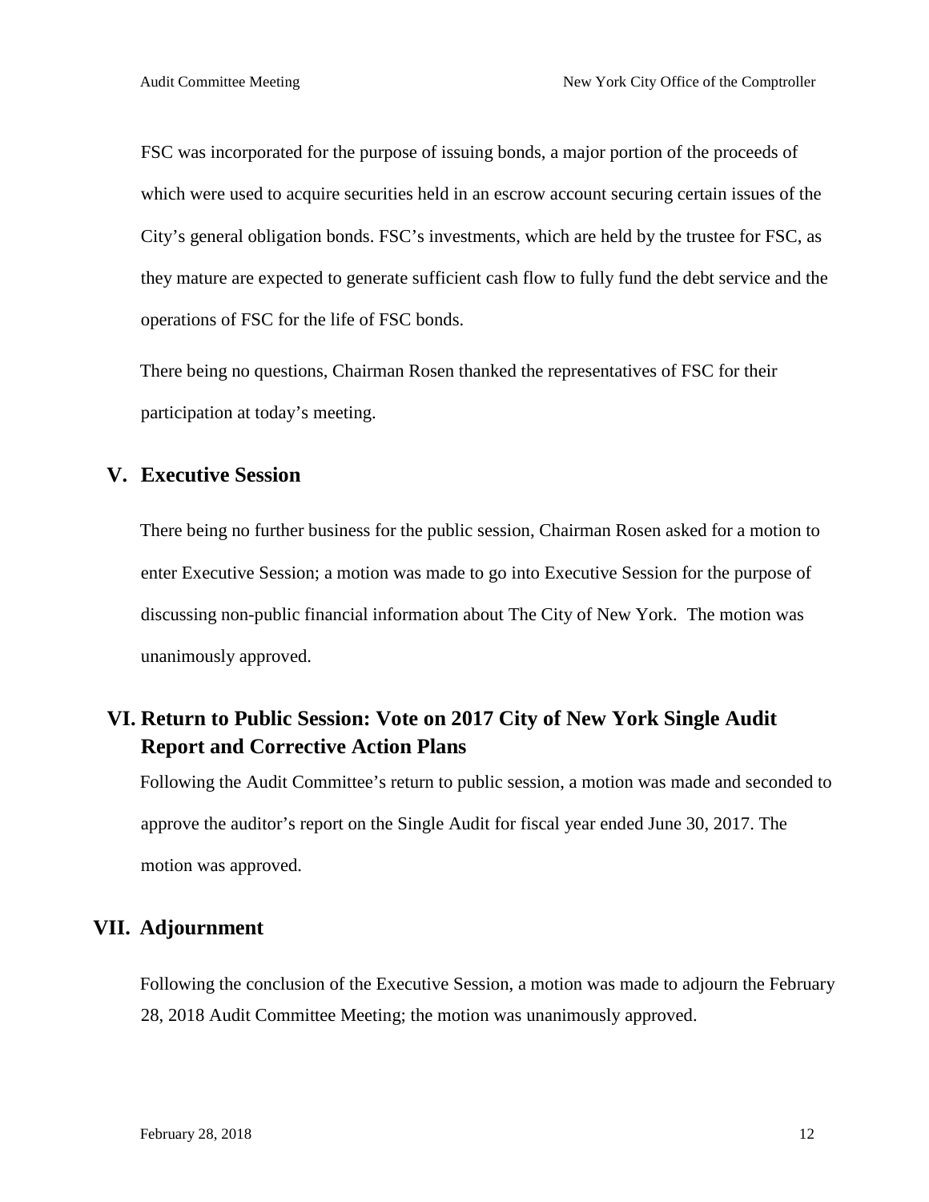FSC was incorporated for the purpose of issuing bonds, a major portion of the proceeds of which were used to acquire securities held in an escrow account securing certain issues of the City's general obligation bonds. FSC's investments, which are held by the trustee for FSC, as they mature are expected to generate sufficient cash flow to fully fund the debt service and the operations of FSC for the life of FSC bonds.

There being no questions, Chairman Rosen thanked the representatives of FSC for their participation at today's meeting.

## V. Executive Session

There being no further business for the public session, Chairman Rosen asked for a motion to enter Executive Session; a motion was made to go into Executive Session for the purpose of discussing non-public financial information about The City of New York. The motion was unanimously approved.

## VI. Return to Public Session: Vote on 2017 City of New York Single Audit Report and Corrective Action Plans

Following the Audit Committee's return to public session, a motion was made and seconded to approve the auditor's report on the Single Audit for fiscal year ended June 30, 2017. The motion was approved.

## VII. Adjournment

Following the conclusion of the Executive Session, a motion was made to adjourn the February 28, 2018 Audit Committee Meeting; the motion was unanimously approved.